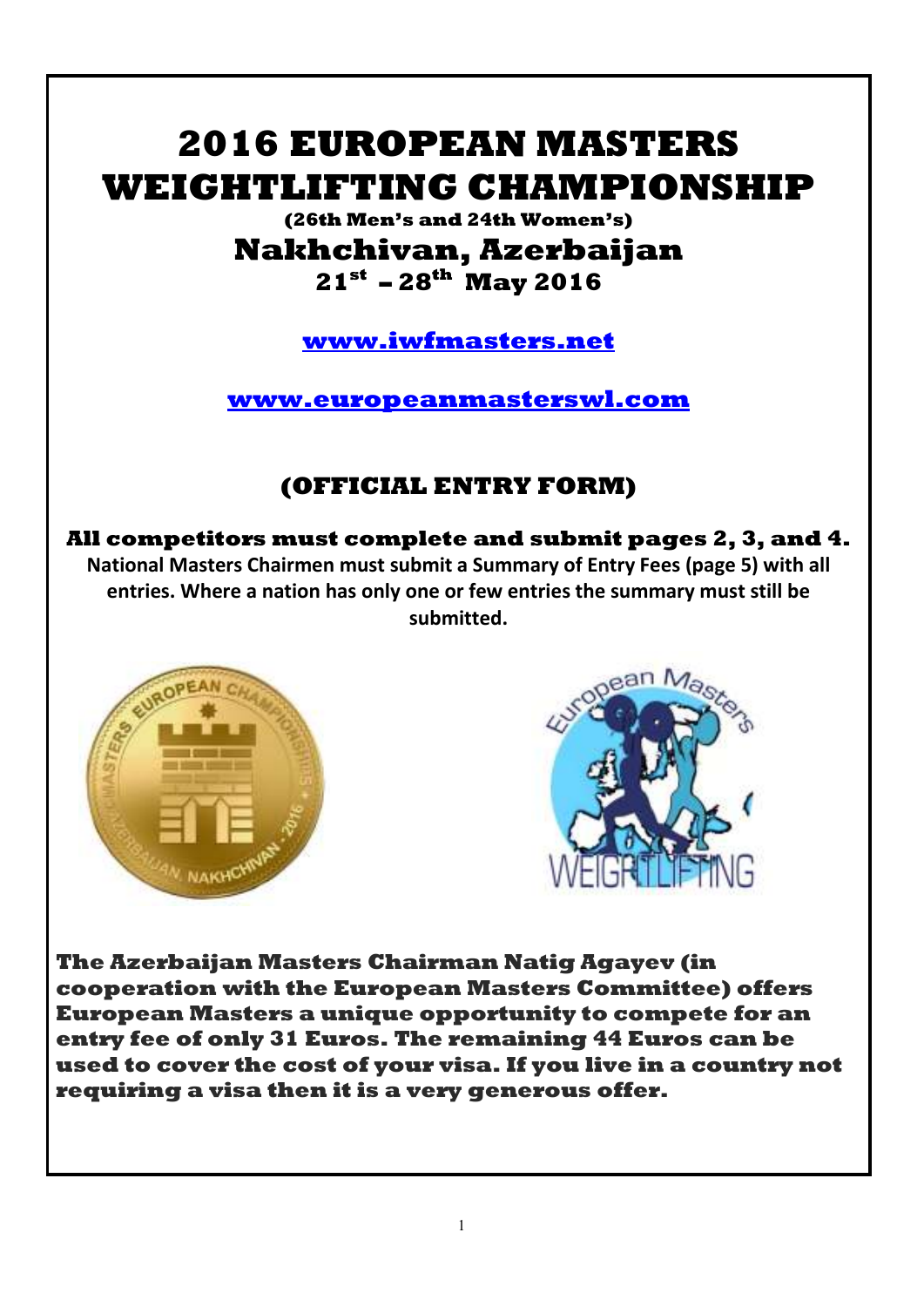# 2016 EUROPEAN MASTERS WEIGHTLIFTING CHAMPIONSHIP

**(26th Men's and 24th Women's)**

## Nakhchivan, Azerbaijan

**21st – 28th May 2016**

**[www.iwfmasters.net](http://www.iwfmasters.net)**

**[www.europeanmasterswl.com](http://www.europeanmasterswl.com)**

## (OFFICIAL ENTRY FORM)

**All competitors must complete and submit pages 2, 3, and 4.**

**National Masters Chairmen must submit a Summary of Entry Fees (page 5) with all entries. Where a nation has only one or few entries the summary must still be submitted.**

**The Azerbaijan Masters Chairman Natig Agayev (in cooperation with the European Masters Committee) offers European Masters a unique opportunity to compete for an entry fee of only 31 Euros. The remaining 44 Euros can be used to cover the cost of your visa. If you live in a country not requiring a visa then it is a very generous offer.**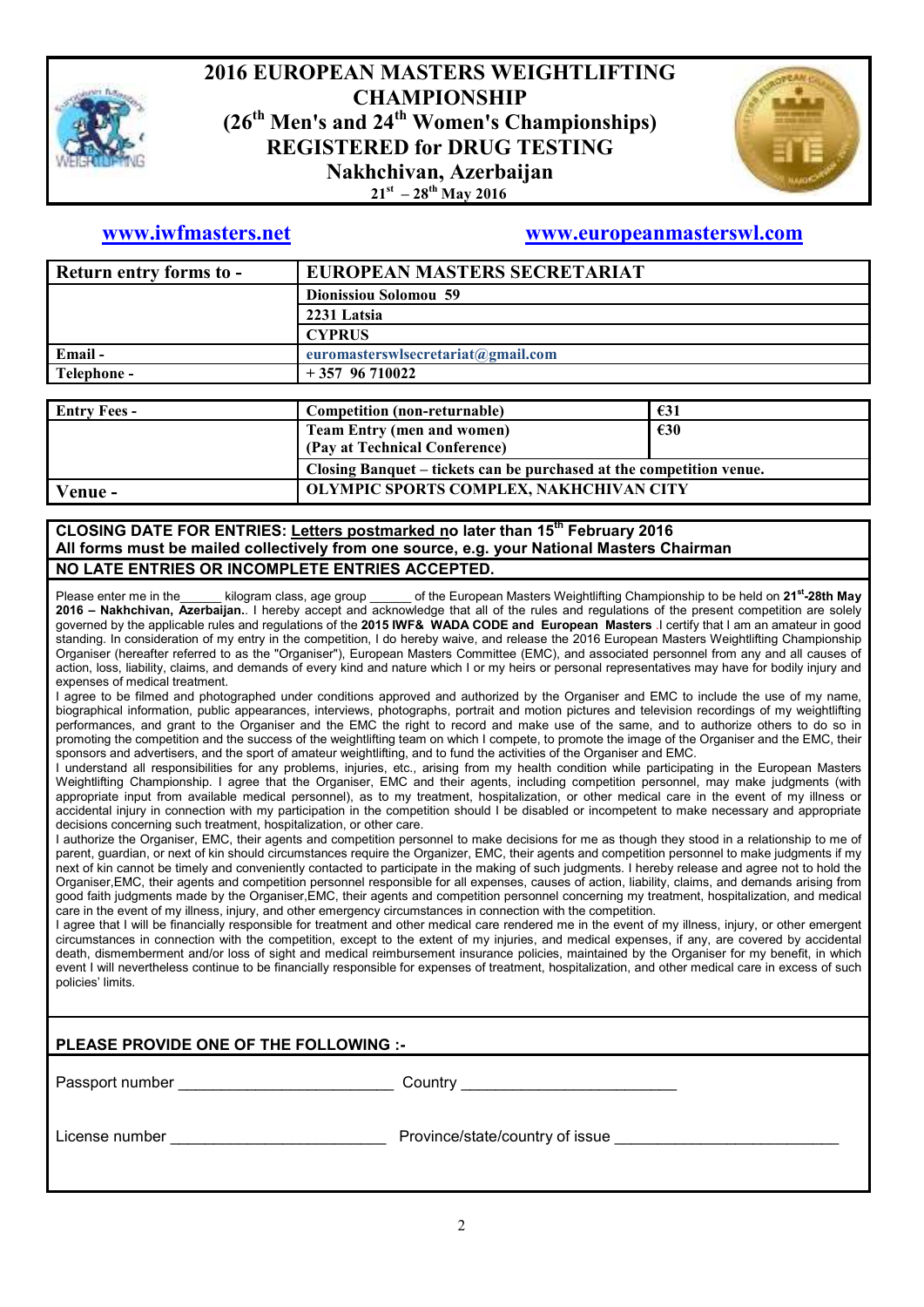# 2016 EUROPEAN MASTERS WEIGHTLIFTING CHAMPIONSHIP
## (26th Men's and 24th Women's Championships)
## REGISTERED for DRUG TESTING
## Nakhchivan, Azerbaijan
### 21st – 28th May 2016

www.iwfmasters.net www.europeanmasterswl.com

| Return entry forms to - | EUROPEAN MASTERS SECRETARIAT |
|---|---|
| | Dionissiou Solomou 59 |
| | 2231 Latsia |
| | CYPRUS |
| Email - | euromasterswlsecretariat@gmail.com |
| Telephone - | + 357 96 710022 |

| Entry Fees - | Competition (non-returnable) | €31 |
|---|---|---|
| | Team Entry (men and women) (Pay at Technical Conference) | €30 |
| | Closing Banquet – tickets can be purchased at the competition venue. | |
| Venue - | OLYMPIC SPORTS COMPLEX, NAKHCHIVAN CITY | |

**CLOSING DATE FOR ENTRIES: Letters postmarked no later than 15th February 2016**
**All forms must be mailed collectively from one source, e.g. your National Masters Chairman**
**NO LATE ENTRIES OR INCOMPLETE ENTRIES ACCEPTED.**

Please enter me in the______ kilogram class, age group ______ of the European Masters Weightlifting Championship to be held on **21st-28th May 2016 – Nakhchivan, Azerbaijan.**. I hereby accept and acknowledge that all of the rules and regulations of the present competition are solely governed by the applicable rules and regulations of the **2015 IWF& WADA CODE and European Masters** .I certify that I am an amateur in good standing. In consideration of my entry in the competition, I do hereby waive, and release the 2016 European Masters Weightlifting Championship Organiser (hereafter referred to as the "Organiser"), European Masters Committee (EMC), and associated personnel from any and all causes of action, loss, liability, claims, and demands of every kind and nature which I or my heirs or personal representatives may have for bodily injury and expenses of medical treatment.

I agree to be filmed and photographed under conditions approved and authorized by the Organiser and EMC to include the use of my name, biographical information, public appearances, interviews, photographs, portrait and motion pictures and television recordings of my weightlifting performances, and grant to the Organiser and the EMC the right to record and make use of the same, and to authorize others to do so in promoting the competition and the success of the weightlifting team on which I compete, to promote the image of the Organiser and the EMC, their sponsors and advertisers, and the sport of amateur weightlifting, and to fund the activities of the Organiser and EMC.

I understand all responsibilities for any problems, injuries, etc., arising from my health condition while participating in the European Masters Weightlifting Championship. I agree that the Organiser, EMC and their agents, including competition personnel, may make judgments (with appropriate input from available medical personnel), as to my treatment, hospitalization, or other medical care in the event of my illness or accidental injury in connection with my participation in the competition should I be disabled or incompetent to make necessary and appropriate decisions concerning such treatment, hospitalization, or other care.

I authorize the Organiser, EMC, their agents and competition personnel to make decisions for me as though they stood in a relationship to me of parent, guardian, or next of kin should circumstances require the Organizer, EMC, their agents and competition personnel to make judgments if my next of kin cannot be timely and conveniently contacted to participate in the making of such judgments. I hereby release and agree not to hold the Organiser,EMC, their agents and competition personnel responsible for all expenses, causes of action, liability, claims, and demands arising from good faith judgments made by the Organiser,EMC, their agents and competition personnel concerning my treatment, hospitalization, and medical care in the event of my illness, injury, and other emergency circumstances in connection with the competition.

I agree that I will be financially responsible for treatment and other medical care rendered me in the event of my illness, injury, or other emergent circumstances in connection with the competition, except to the extent of my injuries, and medical expenses, if any, are covered by accidental death, dismemberment and/or loss of sight and medical reimbursement insurance policies, maintained by the Organiser for my benefit, in which event I will nevertheless continue to be financially responsible for expenses of treatment, hospitalization, and other medical care in excess of such policies' limits.

**PLEASE PROVIDE ONE OF THE FOLLOWING :-**

Passport number ________________________ Country ________________________

License number ________________________ Province/state/country of issue ________________________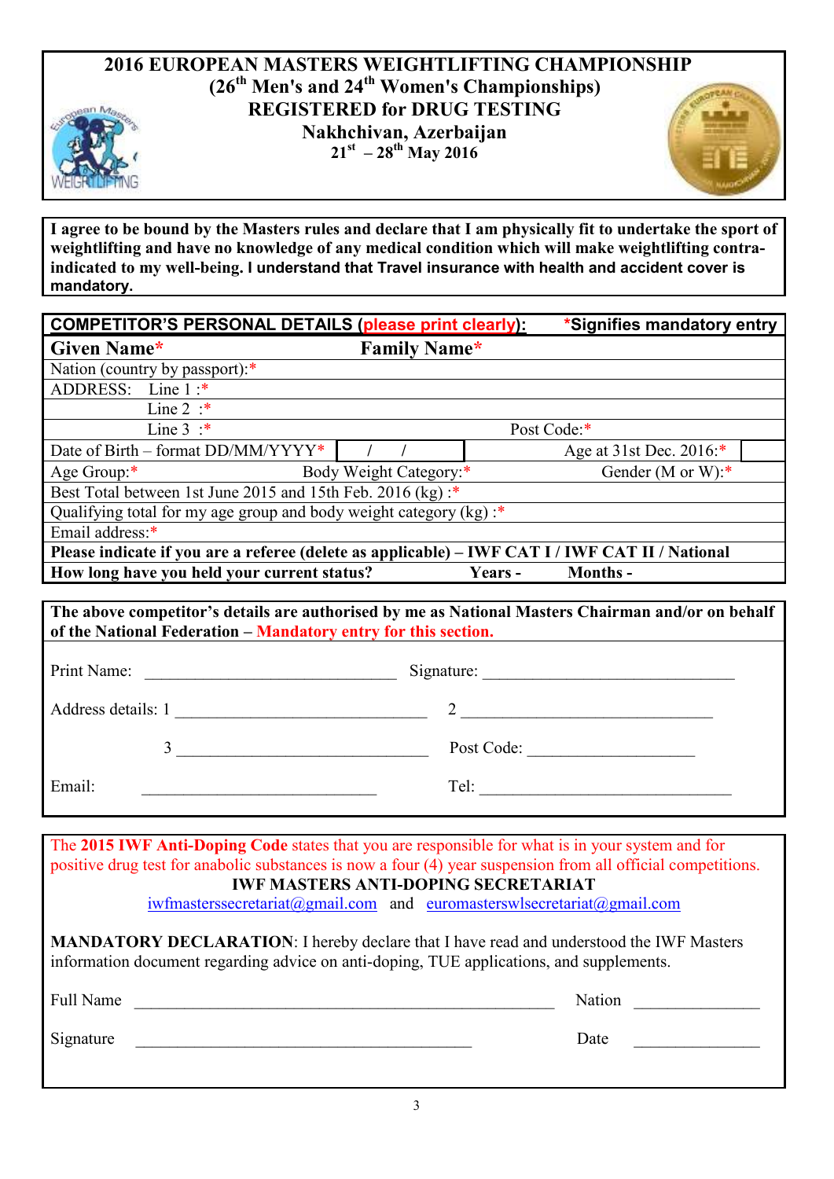# 2016 EUROPEAN MASTERS WEIGHTLIFTING CHAMPIONSHIP
## (26th Men's and 24th Women's Championships)
## REGISTERED for DRUG TESTING
## Nakhchivan, Azerbaijan
### 21st – 28th May 2016

**I agree to be bound by the Masters rules and declare that I am physically fit to undertake the sport of weightlifting and have no knowledge of any medical condition which will make weightlifting contra-indicated to my well-being. I understand that Travel insurance with health and accident cover is mandatory.**

| **COMPETITOR'S PERSONAL DETAILS (please print clearly):** | | | **\*Signifies mandatory entry** |
|---|---|---|---|
| **Given Name\*** | | **Family Name\*** | |
| Nation (country by passport):\* | | | |
| ADDRESS: Line 1 :\* | | | |
| Line 2 :\* | | | |
| Line 3 :\* | | Post Code:\* | |
| Date of Birth – format DD/MM/YYYY\* | / / | Age at 31st Dec. 2016:\* | |
| Age Group:\* | Body Weight Category:\* | Gender (M or W):\* | |
| Best Total between 1st June 2015 and 15th Feb. 2016 (kg) :\* | | | |
| Qualifying total for my age group and body weight category (kg) :\* | | | |
| Email address:\* | | | |
| **Please indicate if you are a referee (delete as applicable) – IWF CAT I / IWF CAT II / National** | | | |
| **How long have you held your current status?** | | **Years -** | **Months -** |

**The above competitor's details are authorised by me as National Masters Chairman and/or on behalf of the National Federation – Mandatory entry for this section.**

Print Name: ______________________________ Signature: ______________________________

Address details: 1 ______________________________ 2 ______________________________

3 ______________________________ Post Code: ____________________

Email: ____________________________ Tel: ______________________________

The **2015 IWF Anti-Doping Code** states that you are responsible for what is in your system and for positive drug test for anabolic substances is now a four (4) year suspension from all official competitions.

**IWF MASTERS ANTI-DOPING SECRETARIAT**

iwfmasterssecretariat@gmail.com and euromasterswlsecretariat@gmail.com

**MANDATORY DECLARATION**: I hereby declare that I have read and understood the IWF Masters information document regarding advice on anti-doping, TUE applications, and supplements.

Full Name __________________________________________________ Nation _______________

Signature ________________________________________ Date _______________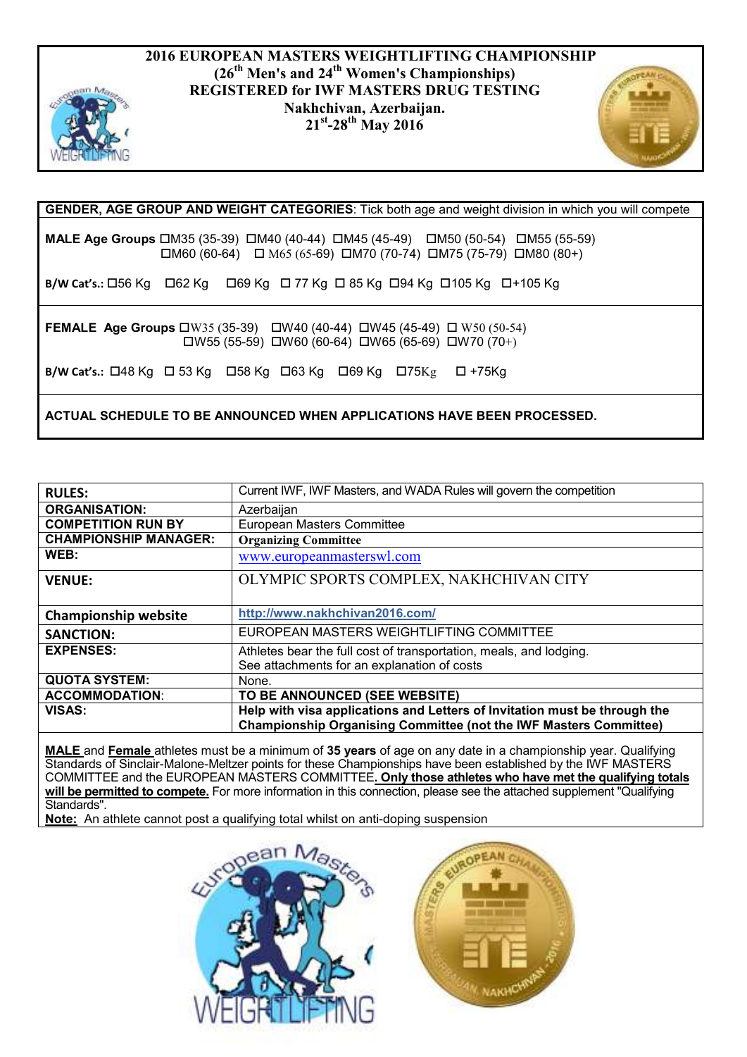# 2016 EUROPEAN MASTERS WEIGHTLIFTING CHAMPIONSHIP

## (26th Men's and 24th Women's Championships)

## REGISTERED for IWF MASTERS DRUG TESTING

## Nakhchivan, Azerbaijan.

## 21st-28th May 2016

**GENDER, AGE GROUP AND WEIGHT CATEGORIES**: Tick both age and weight division in which you will compete

**MALE Age Groups** ☐M35 (35-39) ☐M40 (40-44) ☐M45 (45-49) ☐M50 (50-54) ☐M55 (55-59) ☐M60 (60-64) ☐ M65 (65-69) ☐M70 (70-74) ☐M75 (75-79) ☐M80 (80+)

**B/W Cat's.:** ☐56 Kg ☐62 Kg ☐69 Kg ☐ 77 Kg ☐ 85 Kg ☐94 Kg ☐105 Kg ☐+105 Kg

**FEMALE Age Groups** ☐W35 (35-39) ☐W40 (40-44) ☐W45 (45-49) ☐ W50 (50-54) ☐W55 (55-59) ☐W60 (60-64) ☐W65 (65-69) ☐W70 (70+)

**B/W Cat's.:** ☐48 Kg ☐ 53 Kg ☐58 Kg ☐63 Kg ☐69 Kg ☐75Kg ☐ +75Kg

**ACTUAL SCHEDULE TO BE ANNOUNCED WHEN APPLICATIONS HAVE BEEN PROCESSED.**

| | |
|---|---|
| **RULES:** | Current IWF, IWF Masters, and WADA Rules will govern the competition |
| **ORGANISATION:** | Azerbaijan |
| **COMPETITION RUN BY** | European Masters Committee |
| **CHAMPIONSHIP MANAGER:** | **Organizing Committee** |
| **WEB:** | www.europeanmasterswl.com |
| **VENUE:** | OLYMPIC SPORTS COMPLEX, NAKHCHIVAN CITY |
| **Championship website** | **http://www.nakhchivan2016.com/** |
| **SANCTION:** | EUROPEAN MASTERS WEIGHTLIFTING COMMITTEE |
| **EXPENSES:** | Athletes bear the full cost of transportation, meals, and lodging. See attachments for an explanation of costs |
| **QUOTA SYSTEM:** | None. |
| **ACCOMMODATION:** | **TO BE ANNOUNCED (SEE WEBSITE)** |
| **VISAS:** | **Help with visa applications and Letters of Invitation must be through the Championship Organising Committee (not the IWF Masters Committee)** |

**MALE** and **Female** athletes must be a minimum of **35 years** of age on any date in a championship year. Qualifying Standards of Sinclair-Malone-Meltzer points for these Championships have been established by the IWF MASTERS COMMITTEE and the EUROPEAN MASTERS COMMITTEE. **Only those athletes who have met the qualifying totals will be permitted to compete.** For more information in this connection, please see the attached supplement "Qualifying Standards".

**Note:** An athlete cannot post a qualifying total whilst on anti-doping suspension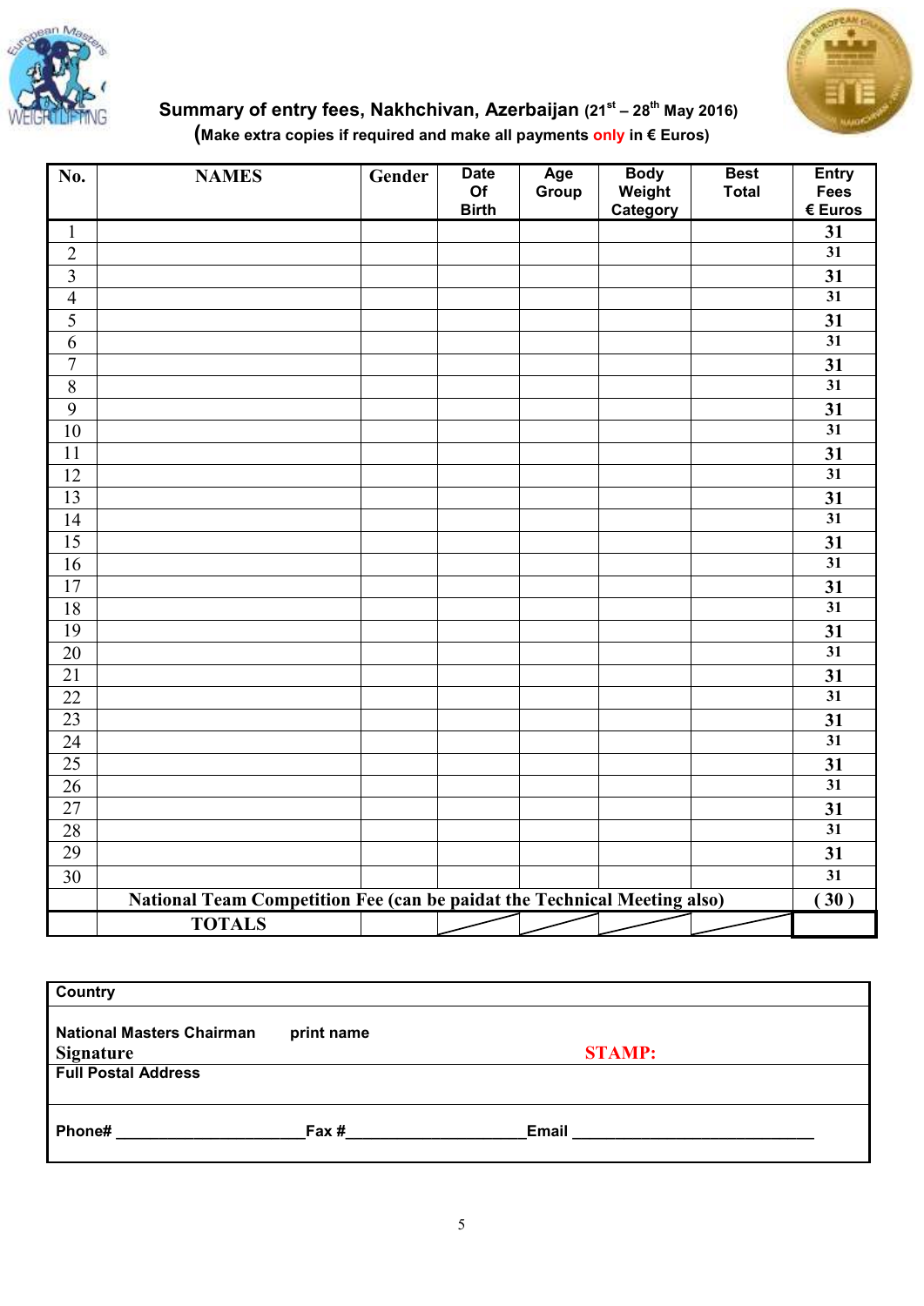**Summary of entry fees, Nakhchivan, Azerbaijan (21st – 28th May 2016)**

**(Make extra copies if required and make all payments only in € Euros)**

| No. | NAMES | Gender | Date Of Birth | Age Group | Body Weight Category | Best Total | Entry Fees € Euros |
|---|---|---|---|---|---|---|---|
| 1 | | | | | | | 31 |
| 2 | | | | | | | 31 |
| 3 | | | | | | | 31 |
| 4 | | | | | | | 31 |
| 5 | | | | | | | 31 |
| 6 | | | | | | | 31 |
| 7 | | | | | | | 31 |
| 8 | | | | | | | 31 |
| 9 | | | | | | | 31 |
| 10 | | | | | | | 31 |
| 11 | | | | | | | 31 |
| 12 | | | | | | | 31 |
| 13 | | | | | | | 31 |
| 14 | | | | | | | 31 |
| 15 | | | | | | | 31 |
| 16 | | | | | | | 31 |
| 17 | | | | | | | 31 |
| 18 | | | | | | | 31 |
| 19 | | | | | | | 31 |
| 20 | | | | | | | 31 |
| 21 | | | | | | | 31 |
| 22 | | | | | | | 31 |
| 23 | | | | | | | 31 |
| 24 | | | | | | | 31 |
| 25 | | | | | | | 31 |
| 26 | | | | | | | 31 |
| 27 | | | | | | | 31 |
| 28 | | | | | | | 31 |
| 29 | | | | | | | 31 |
| 30 | | | | | | | 31 |
| | National Team Competition Fee (can be paidat the Technical Meeting also) | | | | | | ( 30 ) |
| | TOTALS | | | | | | |

| |
|---|
| **Country** |
| **National Masters Chairman** print name<br>**Signature** **STAMP:** |
| **Full Postal Address** |
| **Phone#** ____________________ **Fax #** ____________________ **Email** ____________________ |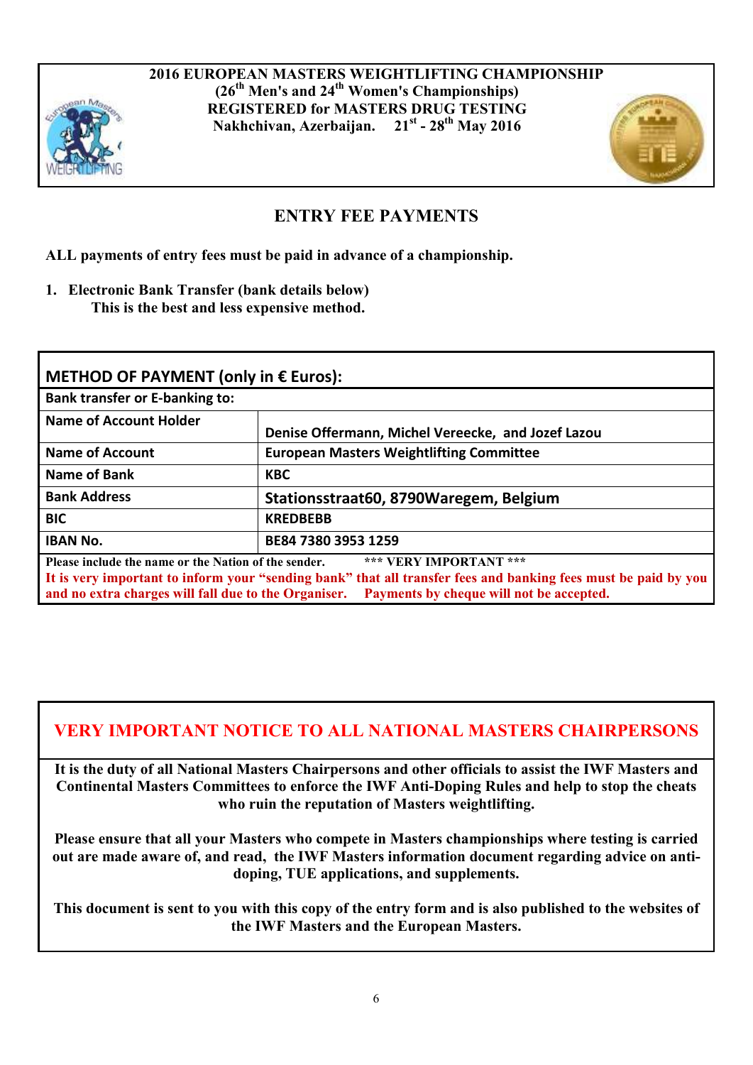**2016 EUROPEAN MASTERS WEIGHTLIFTING CHAMPIONSHIP**
**(26th Men's and 24th Women's Championships)**
**REGISTERED for MASTERS DRUG TESTING**
**Nakhchivan, Azerbaijan. 21st - 28th May 2016**

## ENTRY FEE PAYMENTS

**ALL payments of entry fees must be paid in advance of a championship.**

1. **Electronic Bank Transfer (bank details below)**
   **This is the best and less expensive method.**

| **METHOD OF PAYMENT (only in € Euros):** | |
|---|---|
| **Bank transfer or E-banking to:** | |
| **Name of Account Holder** | **Denise Offermann, Michel Vereecke, and Jozef Lazou** |
| **Name of Account** | **European Masters Weightlifting Committee** |
| **Name of Bank** | **KBC** |
| **Bank Address** | **Stationsstraat60, 8790Waregem, Belgium** |
| **BIC** | **KREDBEBB** |
| **IBAN No.** | **BE84 7380 3953 1259** |

**Please include the name or the Nation of the sender.** *** VERY IMPORTANT ***
**It is very important to inform your "sending bank" that all transfer fees and banking fees must be paid by you and no extra charges will fall due to the Organiser. Payments by cheque will not be accepted.**

## VERY IMPORTANT NOTICE TO ALL NATIONAL MASTERS CHAIRPERSONS

**It is the duty of all National Masters Chairpersons and other officials to assist the IWF Masters and Continental Masters Committees to enforce the IWF Anti-Doping Rules and help to stop the cheats who ruin the reputation of Masters weightlifting.**

**Please ensure that all your Masters who compete in Masters championships where testing is carried out are made aware of, and read, the IWF Masters information document regarding advice on anti-doping, TUE applications, and supplements.**

**This document is sent to you with this copy of the entry form and is also published to the websites of the IWF Masters and the European Masters.**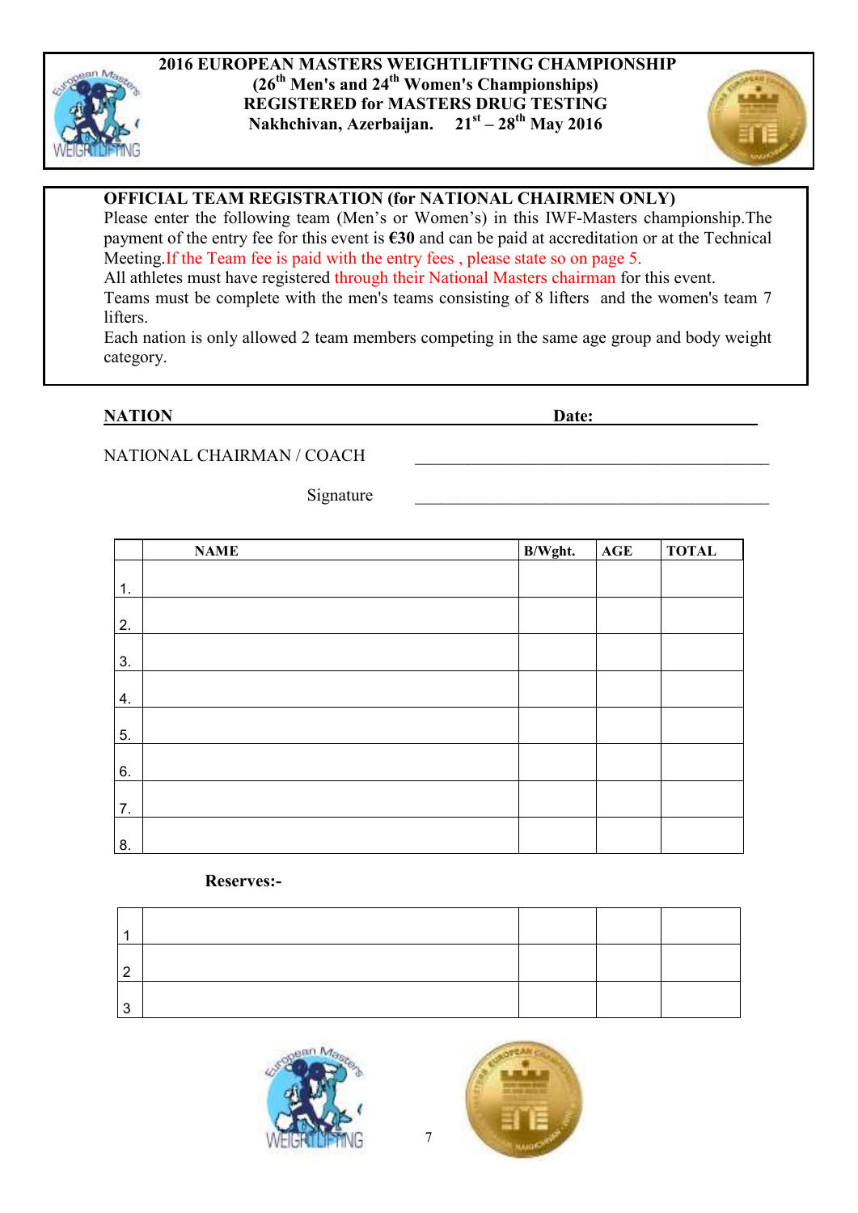# 2016 EUROPEAN MASTERS WEIGHTLIFTING CHAMPIONSHIP

## (26th Men's and 24th Women's Championships)

## REGISTERED for MASTERS DRUG TESTING

## Nakhchivan, Azerbaijan. 21st – 28th May 2016

**OFFICIAL TEAM REGISTRATION (for NATIONAL CHAIRMEN ONLY)**

Please enter the following team (Men's or Women's) in this IWF-Masters championship. The payment of the entry fee for this event is **€30** and can be paid at accreditation or at the Technical Meeting. If the Team fee is paid with the entry fees , please state so on page 5.

All athletes must have registered through their National Masters chairman for this event.

Teams must be complete with the men's teams consisting of 8 lifters and the women's team 7 lifters.

Each nation is only allowed 2 team members competing in the same age group and body weight category.

**NATION** ______________________________ **Date:** ______________

NATIONAL CHAIRMAN / COACH ______________________________

Signature ______________________________

| | NAME | B/Wght. | AGE | TOTAL |
|---|---|---|---|---|
| 1. | | | | |
| 2. | | | | |
| 3. | | | | |
| 4. | | | | |
| 5. | | | | |
| 6. | | | | |
| 7. | | | | |
| 8. | | | | |

**Reserves:-**

| | | | | |
|---|---|---|---|---|
| 1 | | | | |
| 2 | | | | |
| 3 | | | | |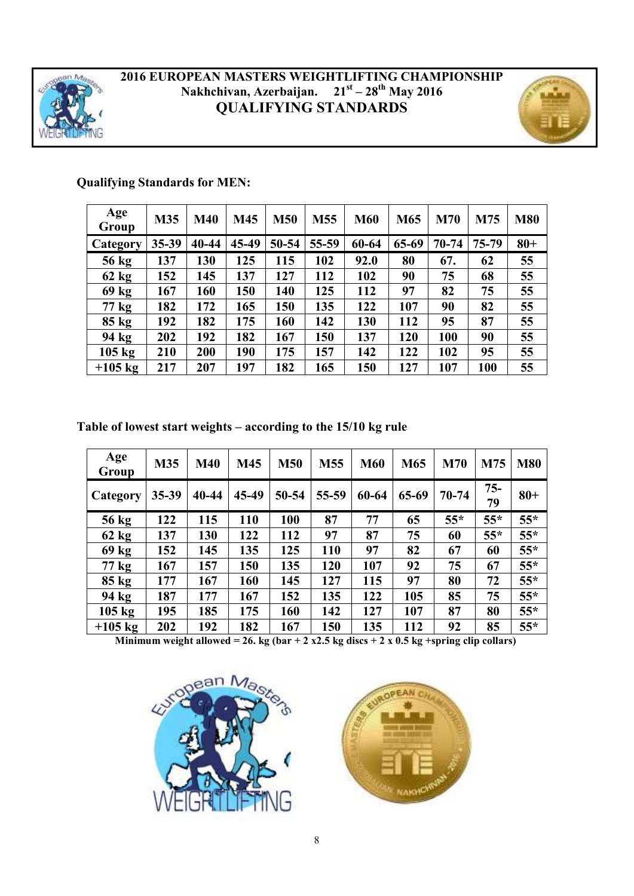# 2016 EUROPEAN MASTERS WEIGHTLIFTING CHAMPIONSHIP
**Nakhchivan, Azerbaijan. 21st – 28th May 2016**
## QUALIFYING STANDARDS

**Qualifying Standards for MEN:**

| Age Group | M35 | M40 | M45 | M50 | M55 | M60 | M65 | M70 | M75 | M80 |
|---|---|---|---|---|---|---|---|---|---|---|
| **Category** | **35-39** | **40-44** | **45-49** | **50-54** | **55-59** | **60-64** | **65-69** | **70-74** | **75-79** | **80+** |
| 56 kg | 137 | 130 | 125 | 115 | 102 | 92.0 | 80 | 67. | 62 | 55 |
| 62 kg | 152 | 145 | 137 | 127 | 112 | 102 | 90 | 75 | 68 | 55 |
| 69 kg | 167 | 160 | 150 | 140 | 125 | 112 | 97 | 82 | 75 | 55 |
| 77 kg | 182 | 172 | 165 | 150 | 135 | 122 | 107 | 90 | 82 | 55 |
| 85 kg | 192 | 182 | 175 | 160 | 142 | 130 | 112 | 95 | 87 | 55 |
| 94 kg | 202 | 192 | 182 | 167 | 150 | 137 | 120 | 100 | 90 | 55 |
| 105 kg | 210 | 200 | 190 | 175 | 157 | 142 | 122 | 102 | 95 | 55 |
| +105 kg | 217 | 207 | 197 | 182 | 165 | 150 | 127 | 107 | 100 | 55 |

**Table of lowest start weights – according to the 15/10 kg rule**

| Age Group | M35 | M40 | M45 | M50 | M55 | M60 | M65 | M70 | M75 | M80 |
|---|---|---|---|---|---|---|---|---|---|---|
| **Category** | **35-39** | **40-44** | **45-49** | **50-54** | **55-59** | **60-64** | **65-69** | **70-74** | **75-79** | **80+** |
| 56 kg | 122 | 115 | 110 | 100 | 87 | 77 | 65 | 55* | 55* | 55* |
| 62 kg | 137 | 130 | 122 | 112 | 97 | 87 | 75 | 60 | 55* | 55* |
| 69 kg | 152 | 145 | 135 | 125 | 110 | 97 | 82 | 67 | 60 | 55* |
| 77 kg | 167 | 157 | 150 | 135 | 120 | 107 | 92 | 75 | 67 | 55* |
| 85 kg | 177 | 167 | 160 | 145 | 127 | 115 | 97 | 80 | 72 | 55* |
| 94 kg | 187 | 177 | 167 | 152 | 135 | 122 | 105 | 85 | 75 | 55* |
| 105 kg | 195 | 185 | 175 | 160 | 142 | 127 | 107 | 87 | 80 | 55* |
| +105 kg | 202 | 192 | 182 | 167 | 150 | 135 | 112 | 92 | 85 | 55* |

**Minimum weight allowed = 26. kg (bar + 2 x2.5 kg discs + 2 x 0.5 kg +spring clip collars)**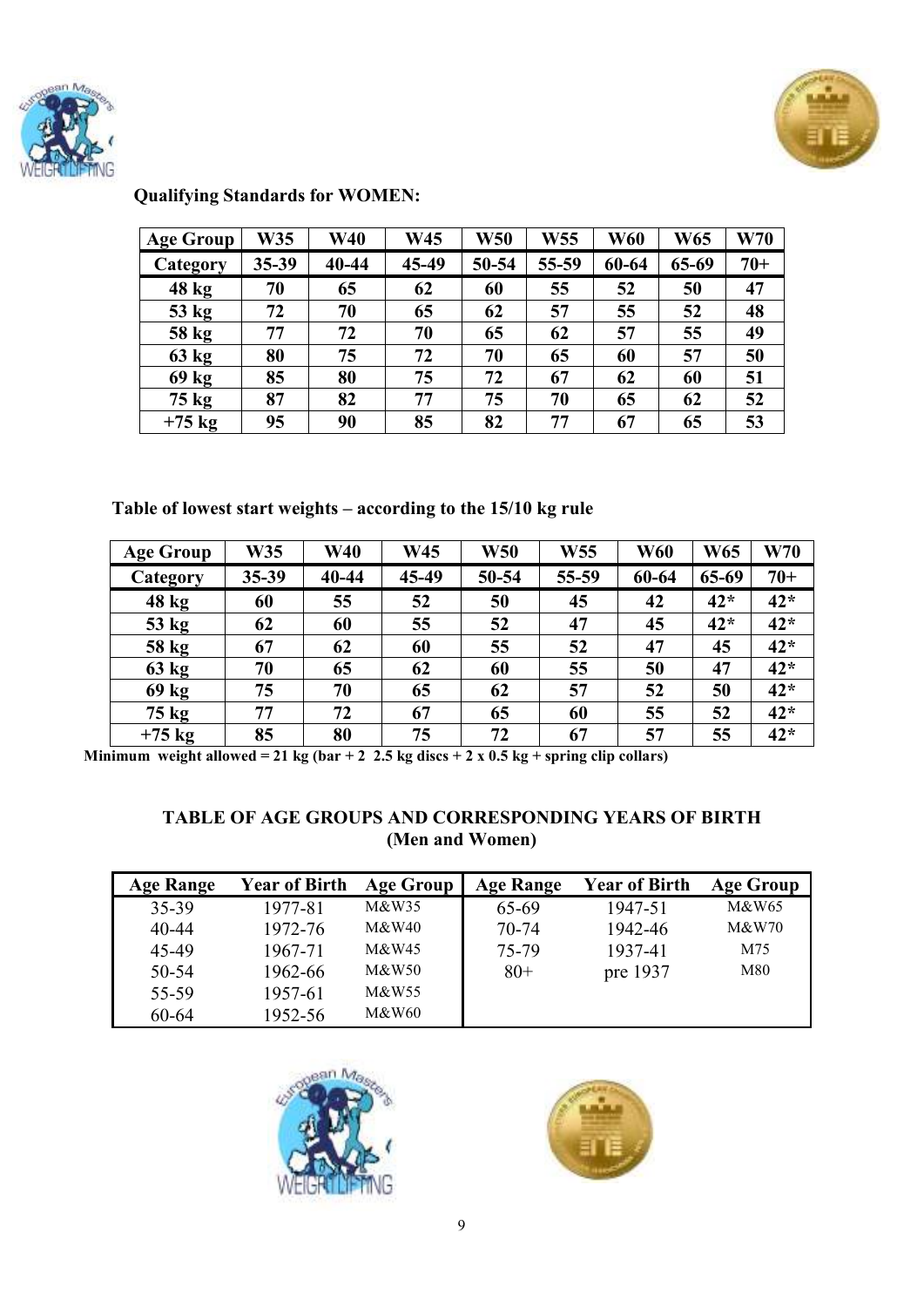**Qualifying Standards for WOMEN:**

| Age Group | W35 | W40 | W45 | W50 | W55 | W60 | W65 | W70 |
|---|---|---|---|---|---|---|---|---|
| Category | 35-39 | 40-44 | 45-49 | 50-54 | 55-59 | 60-64 | 65-69 | 70+ |
| 48 kg | 70 | 65 | 62 | 60 | 55 | 52 | 50 | 47 |
| 53 kg | 72 | 70 | 65 | 62 | 57 | 55 | 52 | 48 |
| 58 kg | 77 | 72 | 70 | 65 | 62 | 57 | 55 | 49 |
| 63 kg | 80 | 75 | 72 | 70 | 65 | 60 | 57 | 50 |
| 69 kg | 85 | 80 | 75 | 72 | 67 | 62 | 60 | 51 |
| 75 kg | 87 | 82 | 77 | 75 | 70 | 65 | 62 | 52 |
| +75 kg | 95 | 90 | 85 | 82 | 77 | 67 | 65 | 53 |

**Table of lowest start weights – according to the 15/10 kg rule**

| Age Group | W35 | W40 | W45 | W50 | W55 | W60 | W65 | W70 |
|---|---|---|---|---|---|---|---|---|
| Category | 35-39 | 40-44 | 45-49 | 50-54 | 55-59 | 60-64 | 65-69 | 70+ |
| 48 kg | 60 | 55 | 52 | 50 | 45 | 42 | 42* | 42* |
| 53 kg | 62 | 60 | 55 | 52 | 47 | 45 | 42* | 42* |
| 58 kg | 67 | 62 | 60 | 55 | 52 | 47 | 45 | 42* |
| 63 kg | 70 | 65 | 62 | 60 | 55 | 50 | 47 | 42* |
| 69 kg | 75 | 70 | 65 | 62 | 57 | 52 | 50 | 42* |
| 75 kg | 77 | 72 | 67 | 65 | 60 | 55 | 52 | 42* |
| +75 kg | 85 | 80 | 75 | 72 | 67 | 57 | 55 | 42* |

**Minimum weight allowed = 21 kg (bar + 2 2.5 kg discs + 2 x 0.5 kg + spring clip collars)**

**TABLE OF AGE GROUPS AND CORRESPONDING YEARS OF BIRTH (Men and Women)**

| Age Range | Year of Birth | Age Group | Age Range | Year of Birth | Age Group |
|---|---|---|---|---|---|
| 35-39 | 1977-81 | M&W35 | 65-69 | 1947-51 | M&W65 |
| 40-44 | 1972-76 | M&W40 | 70-74 | 1942-46 | M&W70 |
| 45-49 | 1967-71 | M&W45 | 75-79 | 1937-41 | M75 |
| 50-54 | 1962-66 | M&W50 | 80+ | pre 1937 | M80 |
| 55-59 | 1957-61 | M&W55 | | | |
| 60-64 | 1952-56 | M&W60 | | | |